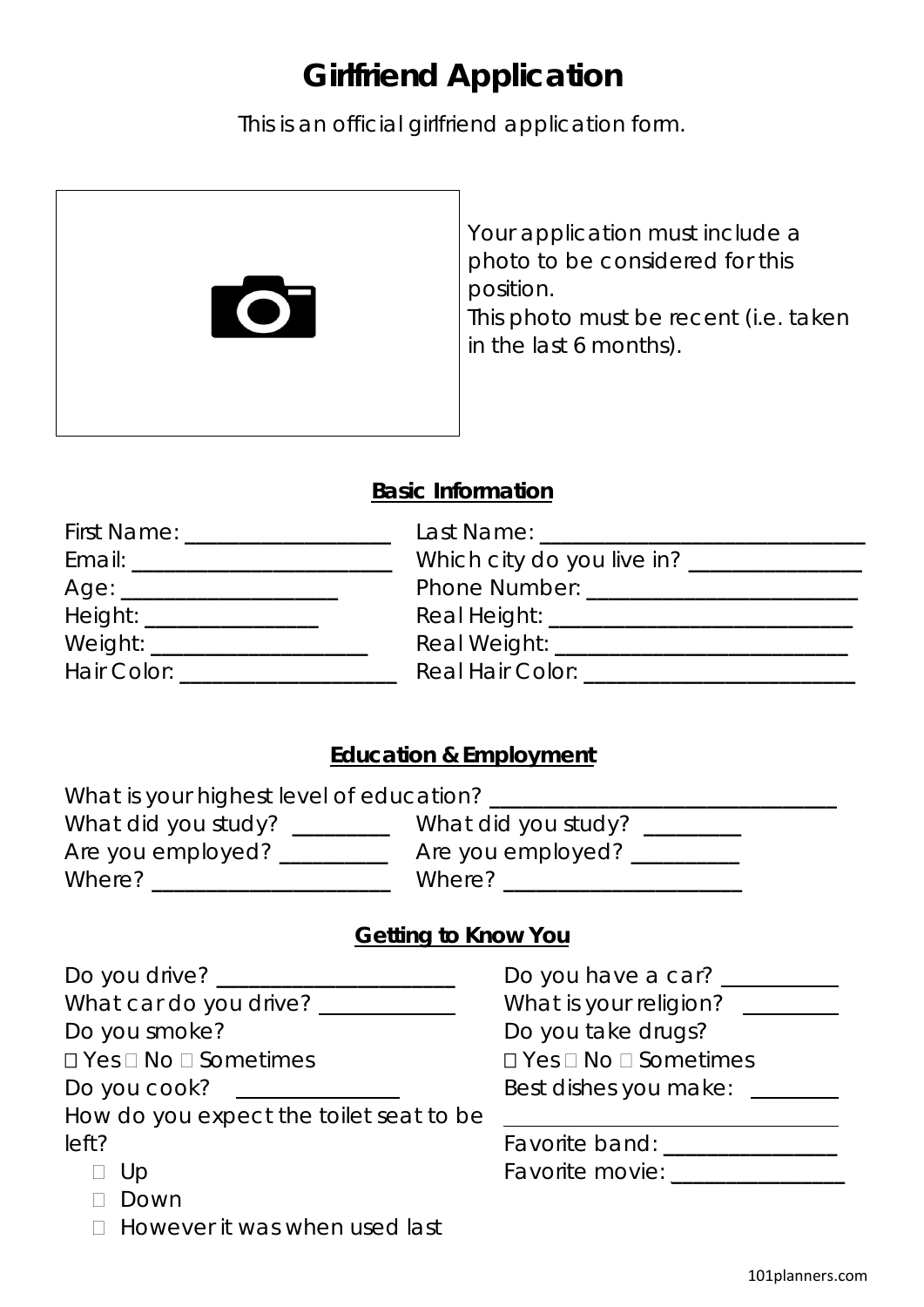# Girlfriend Application

This is an official girlfriend application form.

Your application must include a photo to be considered for this position.
This photo must be recent (i.e. taken in the last 6 months).

## Basic Information

First Name: ___________________
Last Name: ______________________________
Email: _______________________
Which city do you live in? ________________
Age: ____________________
Phone Number: _________________________
Height: ________________
Real Height: ____________________________
Weight: ____________________
Real Weight: ___________________________
Hair Color: ____________________
Real Hair Color: _________________________

## Education & Employment

What is your highest level of education? ________________________________
What did you study? _________
What did you study? _________
Are you employed? __________
Are you employed? __________
Where? ______________________
Where? ______________________

## Getting to Know You

Do you drive? ______________________
What car do you drive? ____________
Do you smoke?
☐ Yes ☐ No ☐ Sometimes
Do you cook? _______________
How do you expect the toilet seat to be left?

- ☐ Up
- ☐ Down
- ☐ However it was when used last

Do you have a car? __________
What is your religion? _________
Do you take drugs?
☐ Yes ☐ No ☐ Sometimes
Best dishes you make: ________
________________________________
Favorite band: ________________
Favorite movie: ________________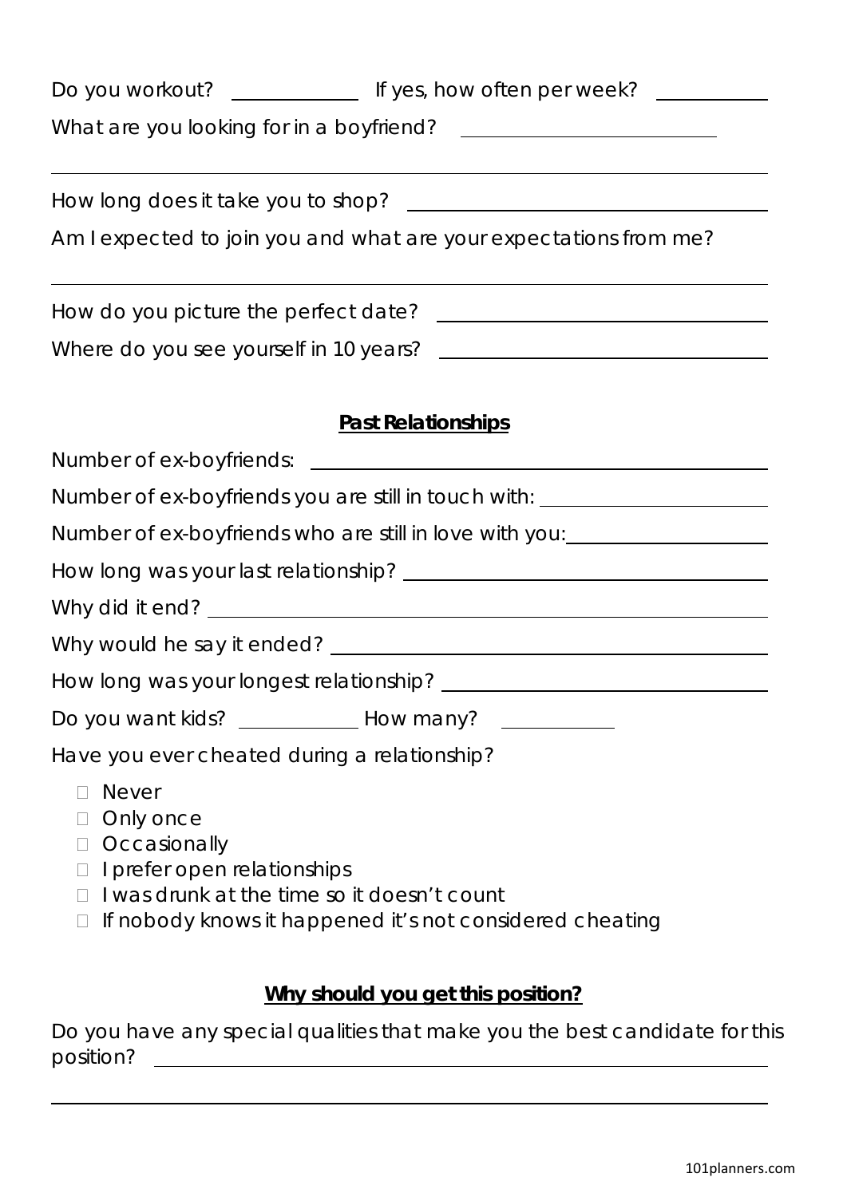Do you workout? ______ If yes, how often per week? ______

What are you looking for in a boyfriend? ______

______

How long does it take you to shop? ______

Am I expected to join you and what are your expectations from me?

______

How do you picture the perfect date? ______

Where do you see yourself in 10 years? ______

## Past Relationships

Number of ex-boyfriends: ______

Number of ex-boyfriends you are still in touch with: ______

Number of ex-boyfriends who are still in love with you: ______

How long was your last relationship? ______

Why did it end? ______

Why would he say it ended? ______

How long was your longest relationship? ______

Do you want kids? ______ How many? ______

Have you ever cheated during a relationship?

- ☐ Never
- ☐ Only once
- ☐ Occasionally
- ☐ I prefer open relationships
- ☐ I was drunk at the time so it doesn't count
- ☐ If nobody knows it happened it's not considered cheating

## Why should you get this position?

Do you have any special qualities that make you the best candidate for this position? ______

______